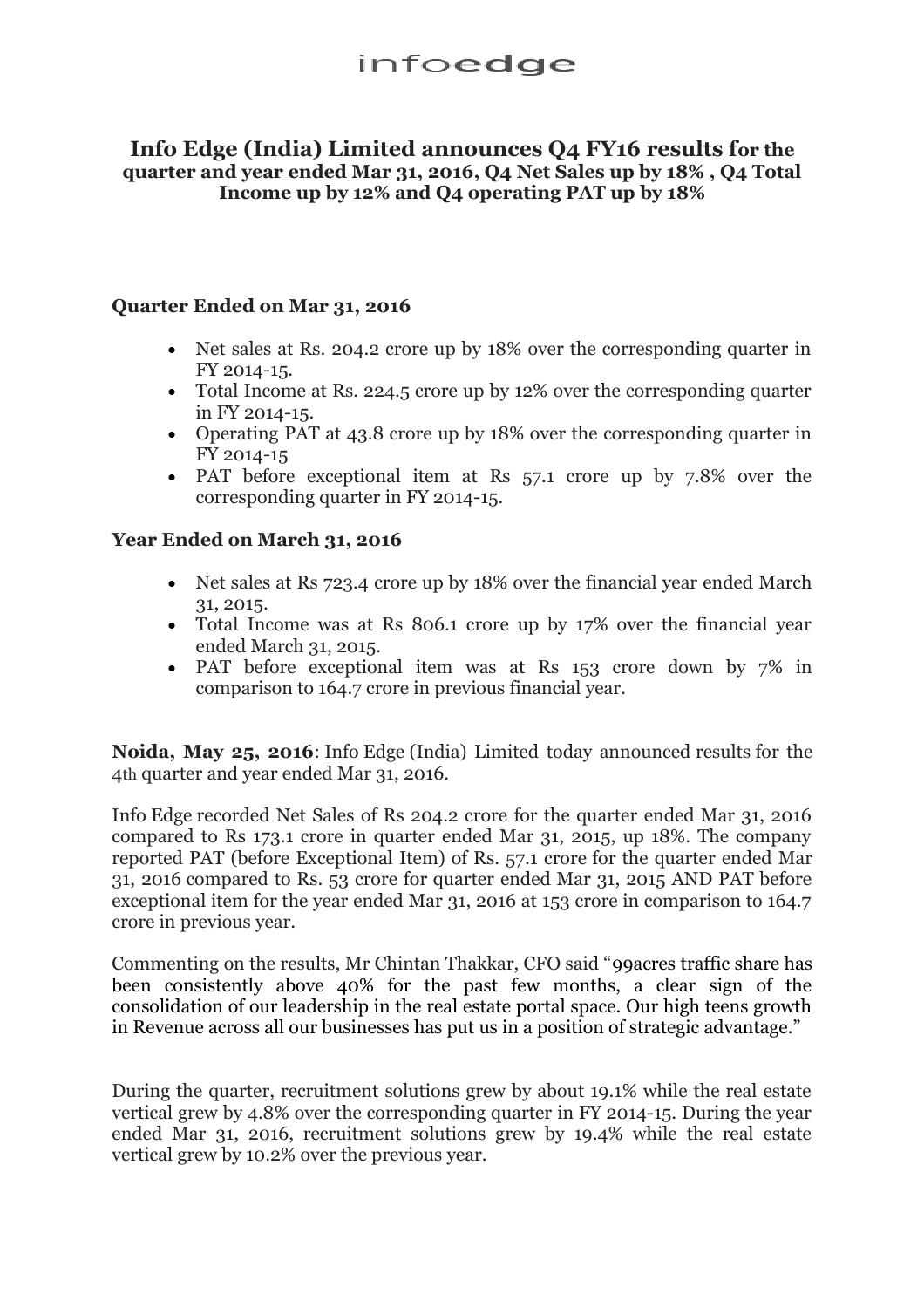infoedge

# Info Edge (India) Limited announces Q4 FY16 results for the quarter and year ended Mar 31, 2016, Q4 Net Sales up by 18% , Q4 Total Income up by 12% and Q4 operating PAT up by 18%

### Quarter Ended on Mar 31, 2016

- Net sales at Rs. 204.2 crore up by 18% over the corresponding quarter in FY 2014-15.
- Total Income at Rs. 224.5 crore up by 12% over the corresponding quarter in FY 2014-15.
- Operating PAT at 43.8 crore up by 18% over the corresponding quarter in FY 2014-15
- PAT before exceptional item at Rs 57.1 crore up by 7.8% over the corresponding quarter in FY 2014-15.

### Year Ended on March 31, 2016

- Net sales at Rs 723.4 crore up by 18% over the financial year ended March 31, 2015.
- Total Income was at Rs 806.1 crore up by 17% over the financial year ended March 31, 2015.
- PAT before exceptional item was at Rs 153 crore down by 7% in comparison to 164.7 crore in previous financial year.

**Noida, May 25, 2016**: Info Edge (India) Limited today announced results for the 4th quarter and year ended Mar 31, 2016.

Info Edge recorded Net Sales of Rs 204.2 crore for the quarter ended Mar 31, 2016 compared to Rs 173.1 crore in quarter ended Mar 31, 2015, up 18%. The company reported PAT (before Exceptional Item) of Rs. 57.1 crore for the quarter ended Mar 31, 2016 compared to Rs. 53 crore for quarter ended Mar 31, 2015 AND PAT before exceptional item for the year ended Mar 31, 2016 at 153 crore in comparison to 164.7 crore in previous year.

Commenting on the results, Mr Chintan Thakkar, CFO said "99acres traffic share has been consistently above 40% for the past few months, a clear sign of the consolidation of our leadership in the real estate portal space. Our high teens growth in Revenue across all our businesses has put us in a position of strategic advantage."

During the quarter, recruitment solutions grew by about 19.1% while the real estate vertical grew by 4.8% over the corresponding quarter in FY 2014-15. During the year ended Mar 31, 2016, recruitment solutions grew by 19.4% while the real estate vertical grew by 10.2% over the previous year.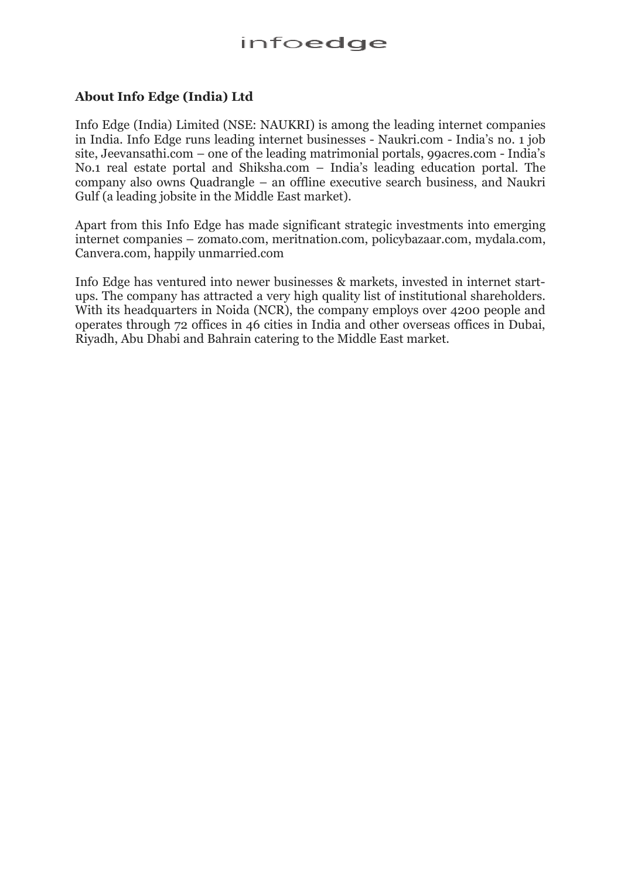## About Info Edge (India) Ltd

Info Edge (India) Limited (NSE: NAUKRI) is among the leading internet companies in India. Info Edge runs leading internet businesses - Naukri.com - India's no. 1 job site, Jeevansathi.com – one of the leading matrimonial portals, 99acres.com - India's No.1 real estate portal and Shiksha.com – India's leading education portal. The company also owns Quadrangle – an offline executive search business, and Naukri Gulf (a leading jobsite in the Middle East market).

Apart from this Info Edge has made significant strategic investments into emerging internet companies – zomato.com, meritnation.com, policybazaar.com, mydala.com, Canvera.com, happily unmarried.com

Info Edge has ventured into newer businesses & markets, invested in internet start-ups. The company has attracted a very high quality list of institutional shareholders. With its headquarters in Noida (NCR), the company employs over 4200 people and operates through 72 offices in 46 cities in India and other overseas offices in Dubai, Riyadh, Abu Dhabi and Bahrain catering to the Middle East market.